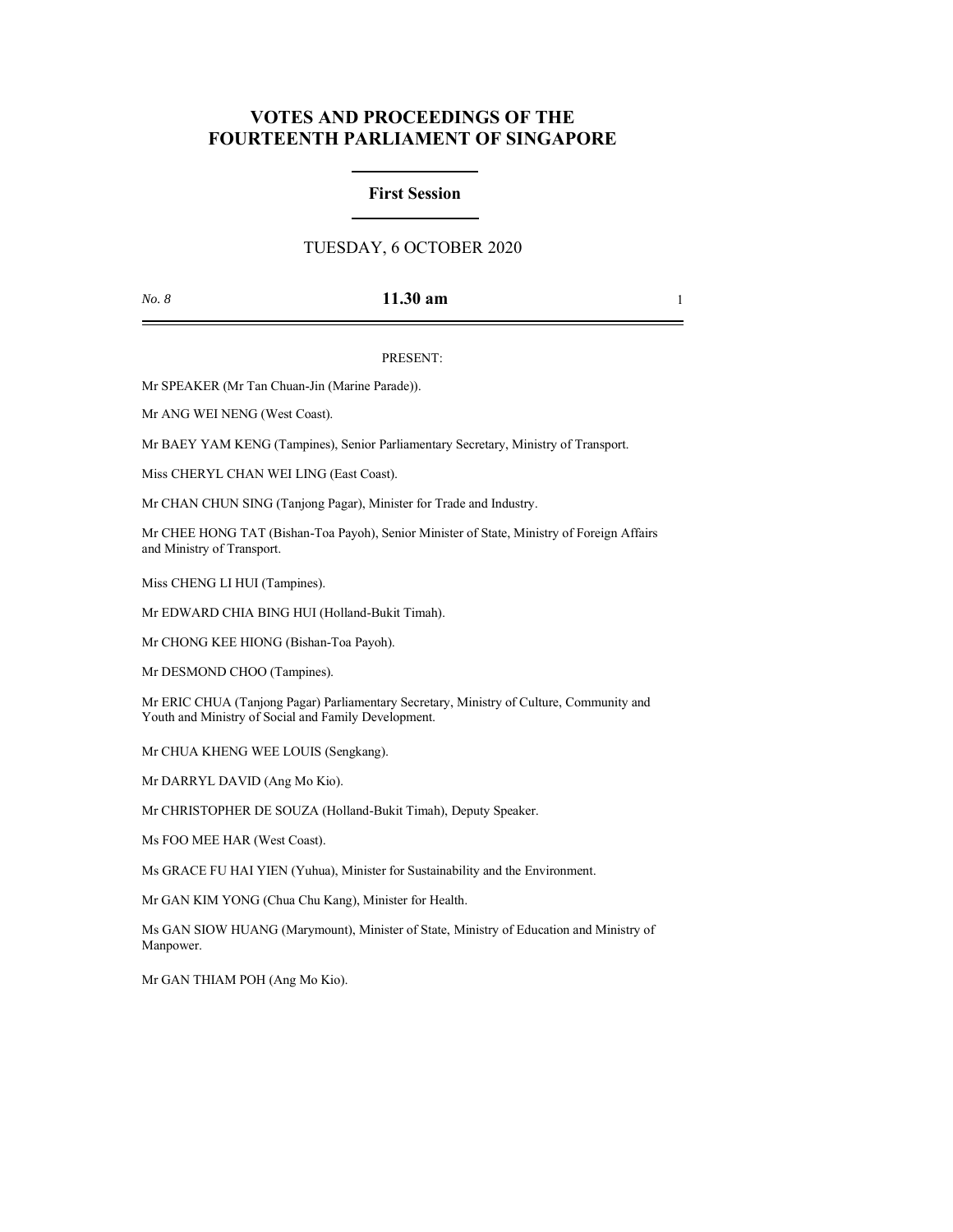# VOTES AND PROCEEDINGS OF THE FOURTEENTH PARLIAMENT OF SINGAPORE

## First Session

TUESDAY, 6 OCTOBER 2020

*No. 8* **11.30 am**

PRESENT:

Mr SPEAKER (Mr Tan Chuan-Jin (Marine Parade)).

Mr ANG WEI NENG (West Coast).

Mr BAEY YAM KENG (Tampines), Senior Parliamentary Secretary, Ministry of Transport.

Miss CHERYL CHAN WEI LING (East Coast).

Mr CHAN CHUN SING (Tanjong Pagar), Minister for Trade and Industry.

Mr CHEE HONG TAT (Bishan-Toa Payoh), Senior Minister of State, Ministry of Foreign Affairs and Ministry of Transport.

Miss CHENG LI HUI (Tampines).

Mr EDWARD CHIA BING HUI (Holland-Bukit Timah).

Mr CHONG KEE HIONG (Bishan-Toa Payoh).

Mr DESMOND CHOO (Tampines).

Mr ERIC CHUA (Tanjong Pagar) Parliamentary Secretary, Ministry of Culture, Community and Youth and Ministry of Social and Family Development.

Mr CHUA KHENG WEE LOUIS (Sengkang).

Mr DARRYL DAVID (Ang Mo Kio).

Mr CHRISTOPHER DE SOUZA (Holland-Bukit Timah), Deputy Speaker.

Ms FOO MEE HAR (West Coast).

Ms GRACE FU HAI YIEN (Yuhua), Minister for Sustainability and the Environment.

Mr GAN KIM YONG (Chua Chu Kang), Minister for Health.

Ms GAN SIOW HUANG (Marymount), Minister of State, Ministry of Education and Ministry of Manpower.

Mr GAN THIAM POH (Ang Mo Kio).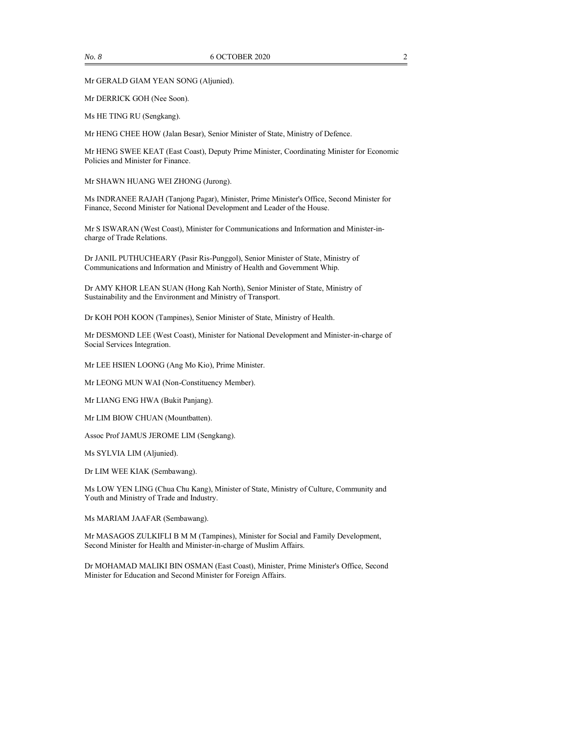Mr GERALD GIAM YEAN SONG (Aljunied).

Mr DERRICK GOH (Nee Soon).

Ms HE TING RU (Sengkang).

Mr HENG CHEE HOW (Jalan Besar), Senior Minister of State, Ministry of Defence.

Mr HENG SWEE KEAT (East Coast), Deputy Prime Minister, Coordinating Minister for Economic Policies and Minister for Finance.

Mr SHAWN HUANG WEI ZHONG (Jurong).

Ms INDRANEE RAJAH (Tanjong Pagar), Minister, Prime Minister's Office, Second Minister for Finance, Second Minister for National Development and Leader of the House.

Mr S ISWARAN (West Coast), Minister for Communications and Information and Minister-in-charge of Trade Relations.

Dr JANIL PUTHUCHEARY (Pasir Ris-Punggol), Senior Minister of State, Ministry of Communications and Information and Ministry of Health and Government Whip.

Dr AMY KHOR LEAN SUAN (Hong Kah North), Senior Minister of State, Ministry of Sustainability and the Environment and Ministry of Transport.

Dr KOH POH KOON (Tampines), Senior Minister of State, Ministry of Health.

Mr DESMOND LEE (West Coast), Minister for National Development and Minister-in-charge of Social Services Integration.

Mr LEE HSIEN LOONG (Ang Mo Kio), Prime Minister.

Mr LEONG MUN WAI (Non-Constituency Member).

Mr LIANG ENG HWA (Bukit Panjang).

Mr LIM BIOW CHUAN (Mountbatten).

Assoc Prof JAMUS JEROME LIM (Sengkang).

Ms SYLVIA LIM (Aljunied).

Dr LIM WEE KIAK (Sembawang).

Ms LOW YEN LING (Chua Chu Kang), Minister of State, Ministry of Culture, Community and Youth and Ministry of Trade and Industry.

Ms MARIAM JAAFAR (Sembawang).

Mr MASAGOS ZULKIFLI B M M (Tampines), Minister for Social and Family Development, Second Minister for Health and Minister-in-charge of Muslim Affairs.

Dr MOHAMAD MALIKI BIN OSMAN (East Coast), Minister, Prime Minister's Office, Second Minister for Education and Second Minister for Foreign Affairs.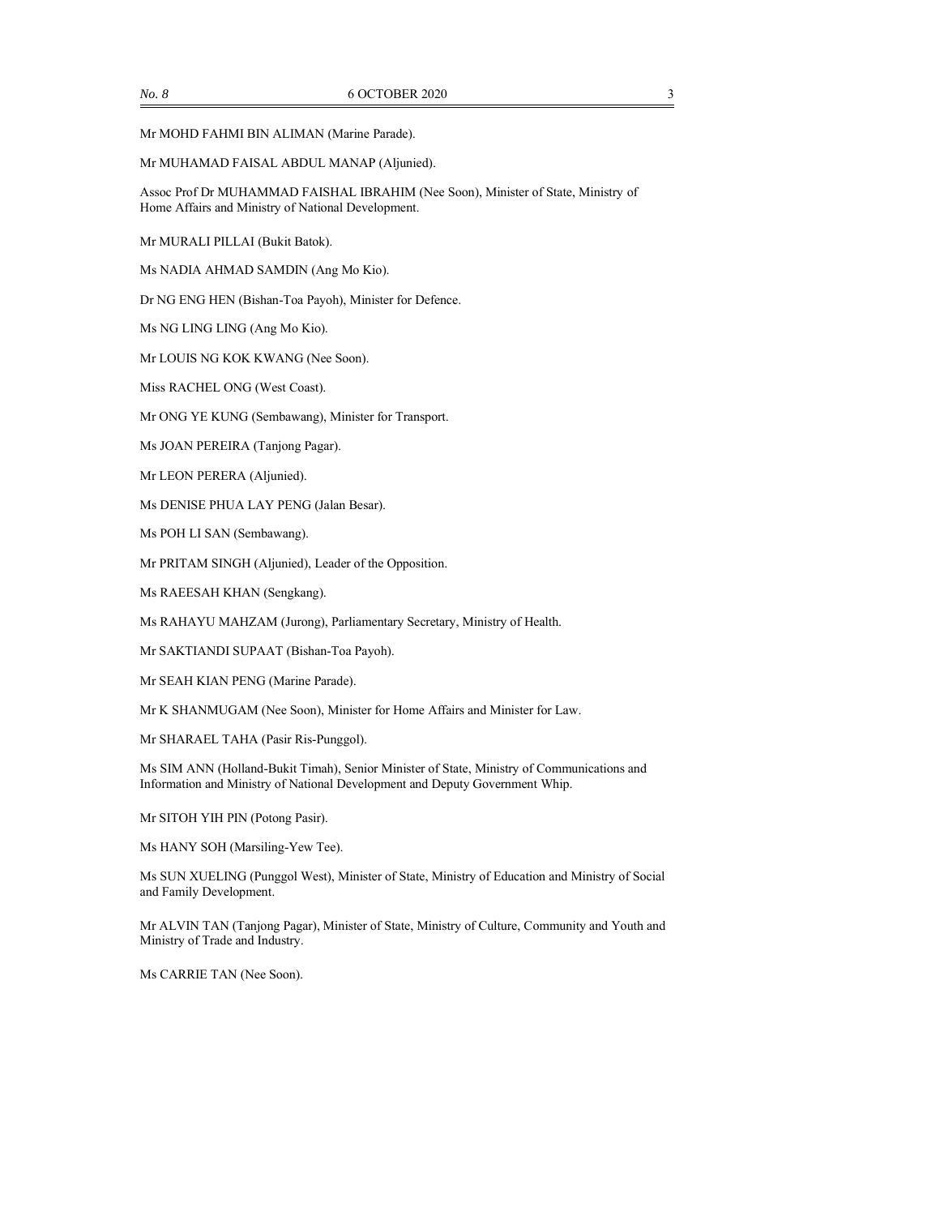Mr MOHD FAHMI BIN ALIMAN (Marine Parade).

Mr MUHAMAD FAISAL ABDUL MANAP (Aljunied).

Assoc Prof Dr MUHAMMAD FAISHAL IBRAHIM (Nee Soon), Minister of State, Ministry of Home Affairs and Ministry of National Development.

Mr MURALI PILLAI (Bukit Batok).

Ms NADIA AHMAD SAMDIN (Ang Mo Kio).

Dr NG ENG HEN (Bishan-Toa Payoh), Minister for Defence.

Ms NG LING LING (Ang Mo Kio).

Mr LOUIS NG KOK KWANG (Nee Soon).

Miss RACHEL ONG (West Coast).

Mr ONG YE KUNG (Sembawang), Minister for Transport.

Ms JOAN PEREIRA (Tanjong Pagar).

Mr LEON PERERA (Aljunied).

Ms DENISE PHUA LAY PENG (Jalan Besar).

Ms POH LI SAN (Sembawang).

Mr PRITAM SINGH (Aljunied), Leader of the Opposition.

Ms RAEESAH KHAN (Sengkang).

Ms RAHAYU MAHZAM (Jurong), Parliamentary Secretary, Ministry of Health.

Mr SAKTIANDI SUPAAT (Bishan-Toa Payoh).

Mr SEAH KIAN PENG (Marine Parade).

Mr K SHANMUGAM (Nee Soon), Minister for Home Affairs and Minister for Law.

Mr SHARAEL TAHA (Pasir Ris-Punggol).

Ms SIM ANN (Holland-Bukit Timah), Senior Minister of State, Ministry of Communications and Information and Ministry of National Development and Deputy Government Whip.

Mr SITOH YIH PIN (Potong Pasir).

Ms HANY SOH (Marsiling-Yew Tee).

Ms SUN XUELING (Punggol West), Minister of State, Ministry of Education and Ministry of Social and Family Development.

Mr ALVIN TAN (Tanjong Pagar), Minister of State, Ministry of Culture, Community and Youth and Ministry of Trade and Industry.

Ms CARRIE TAN (Nee Soon).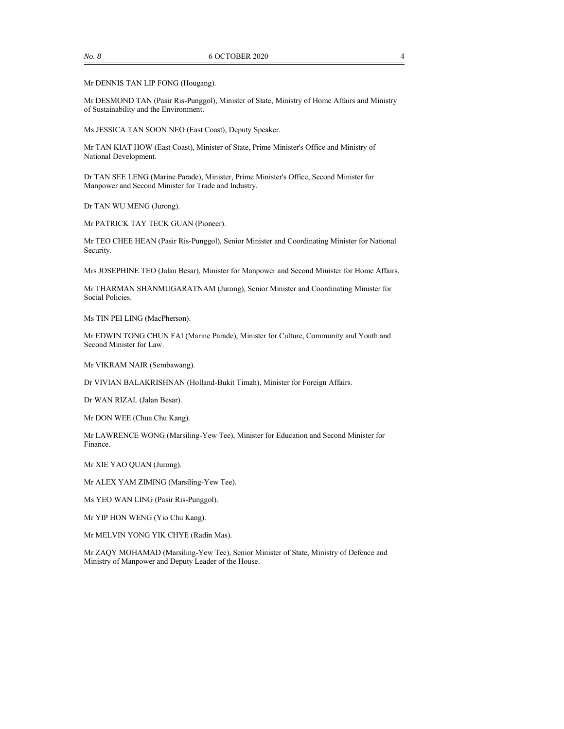Mr DENNIS TAN LIP FONG (Hougang).

Mr DESMOND TAN (Pasir Ris-Punggol), Minister of State, Ministry of Home Affairs and Ministry of Sustainability and the Environment.

Ms JESSICA TAN SOON NEO (East Coast), Deputy Speaker.

Mr TAN KIAT HOW (East Coast), Minister of State, Prime Minister's Office and Ministry of National Development.

Dr TAN SEE LENG (Marine Parade), Minister, Prime Minister's Office, Second Minister for Manpower and Second Minister for Trade and Industry.

Dr TAN WU MENG (Jurong).

Mr PATRICK TAY TECK GUAN (Pioneer).

Mr TEO CHEE HEAN (Pasir Ris-Punggol), Senior Minister and Coordinating Minister for National Security.

Mrs JOSEPHINE TEO (Jalan Besar), Minister for Manpower and Second Minister for Home Affairs.

Mr THARMAN SHANMUGARATNAM (Jurong), Senior Minister and Coordinating Minister for Social Policies.

Ms TIN PEI LING (MacPherson).

Mr EDWIN TONG CHUN FAI (Marine Parade), Minister for Culture, Community and Youth and Second Minister for Law.

Mr VIKRAM NAIR (Sembawang).

Dr VIVIAN BALAKRISHNAN (Holland-Bukit Timah), Minister for Foreign Affairs.

Dr WAN RIZAL (Jalan Besar).

Mr DON WEE (Chua Chu Kang).

Mr LAWRENCE WONG (Marsiling-Yew Tee), Minister for Education and Second Minister for Finance.

Mr XIE YAO QUAN (Jurong).

Mr ALEX YAM ZIMING (Marsiling-Yew Tee).

Ms YEO WAN LING (Pasir Ris-Punggol).

Mr YIP HON WENG (Yio Chu Kang).

Mr MELVIN YONG YIK CHYE (Radin Mas).

Mr ZAQY MOHAMAD (Marsiling-Yew Tee), Senior Minister of State, Ministry of Defence and Ministry of Manpower and Deputy Leader of the House.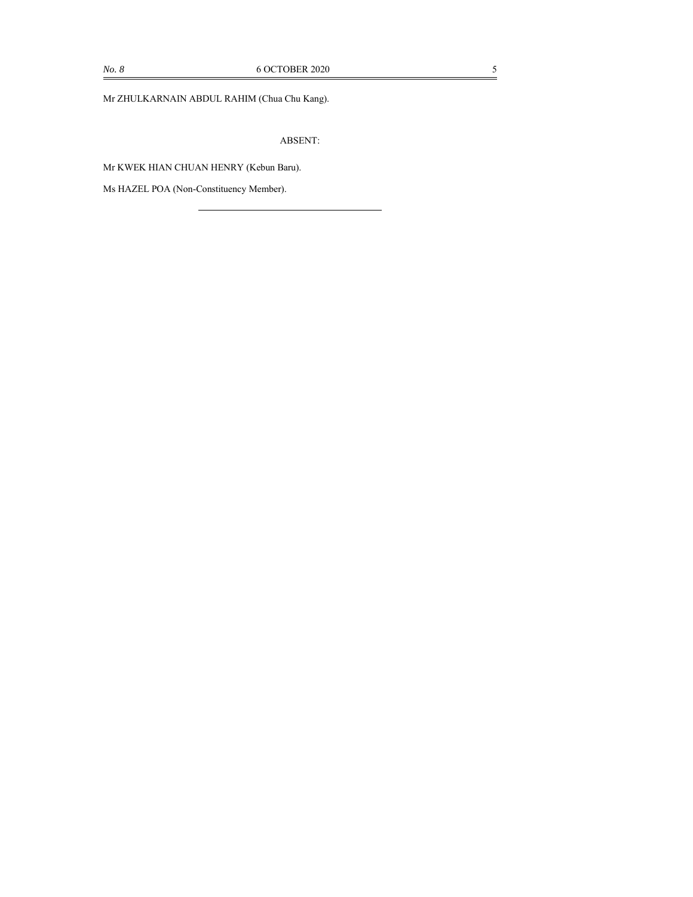Mr ZHULKARNAIN ABDUL RAHIM (Chua Chu Kang).

ABSENT:

Mr KWEK HIAN CHUAN HENRY (Kebun Baru).

Ms HAZEL POA (Non-Constituency Member).

---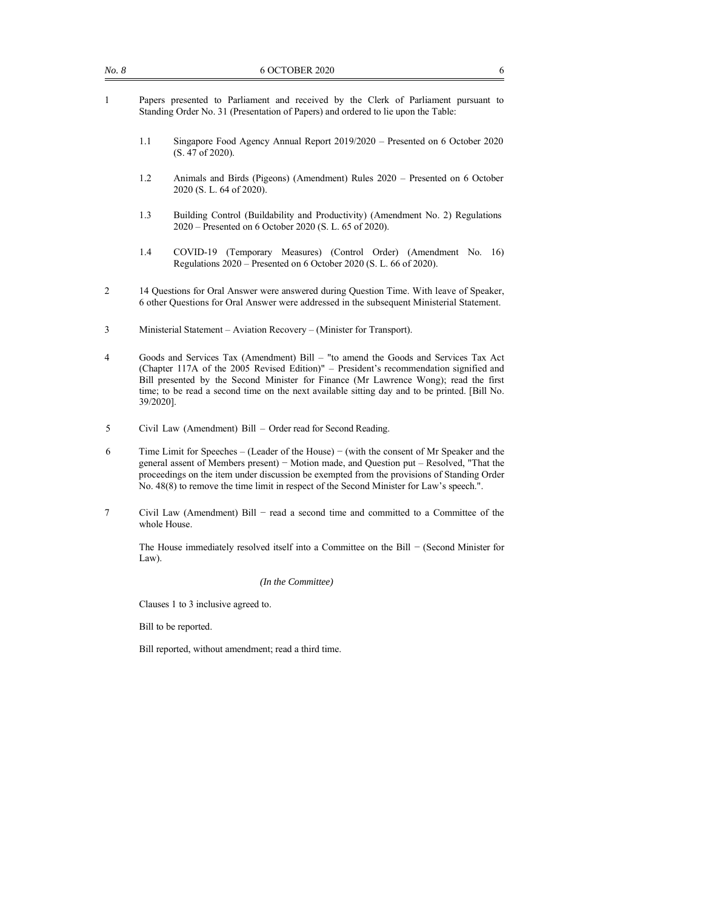1 Papers presented to Parliament and received by the Clerk of Parliament pursuant to Standing Order No. 31 (Presentation of Papers) and ordered to lie upon the Table:

1.1 Singapore Food Agency Annual Report 2019/2020 – Presented on 6 October 2020 (S. 47 of 2020).

1.2 Animals and Birds (Pigeons) (Amendment) Rules 2020 – Presented on 6 October 2020 (S. L. 64 of 2020).

1.3 Building Control (Buildability and Productivity) (Amendment No. 2) Regulations 2020 – Presented on 6 October 2020 (S. L. 65 of 2020).

1.4 COVID-19 (Temporary Measures) (Control Order) (Amendment No. 16) Regulations 2020 – Presented on 6 October 2020 (S. L. 66 of 2020).

2 14 Questions for Oral Answer were answered during Question Time. With leave of Speaker, 6 other Questions for Oral Answer were addressed in the subsequent Ministerial Statement.

3 Ministerial Statement – Aviation Recovery – (Minister for Transport).

4 Goods and Services Tax (Amendment) Bill – "to amend the Goods and Services Tax Act (Chapter 117A of the 2005 Revised Edition)" – President's recommendation signified and Bill presented by the Second Minister for Finance (Mr Lawrence Wong); read the first time; to be read a second time on the next available sitting day and to be printed. [Bill No. 39/2020].

5 Civil Law (Amendment) Bill – Order read for Second Reading.

6 Time Limit for Speeches – (Leader of the House) − (with the consent of Mr Speaker and the general assent of Members present) − Motion made, and Question put – Resolved, "That the proceedings on the item under discussion be exempted from the provisions of Standing Order No. 48(8) to remove the time limit in respect of the Second Minister for Law's speech.".

7 Civil Law (Amendment) Bill − read a second time and committed to a Committee of the whole House.

The House immediately resolved itself into a Committee on the Bill − (Second Minister for Law).

*(In the Committee)*

Clauses 1 to 3 inclusive agreed to.

Bill to be reported.

Bill reported, without amendment; read a third time.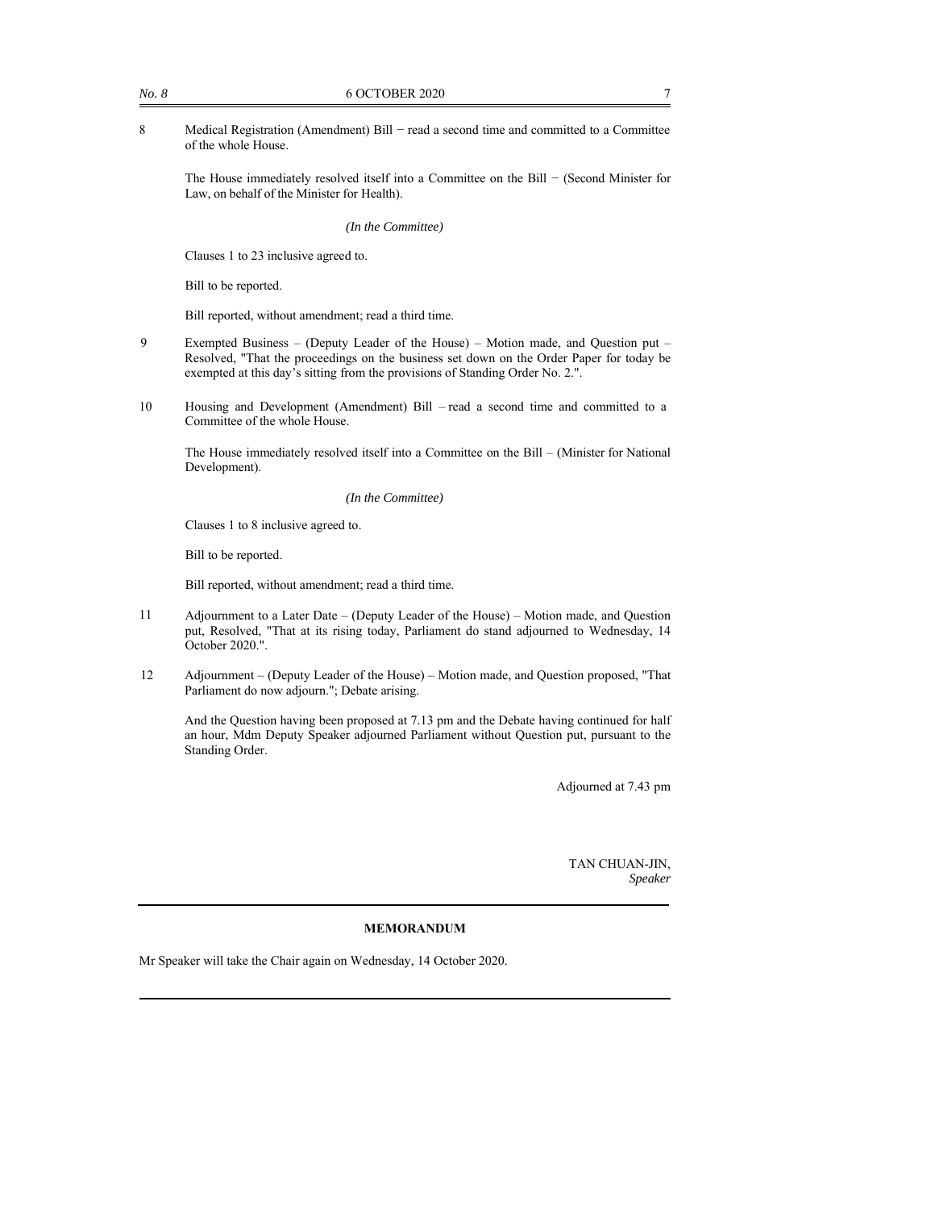8 Medical Registration (Amendment) Bill − read a second time and committed to a Committee of the whole House.

The House immediately resolved itself into a Committee on the Bill − (Second Minister for Law, on behalf of the Minister for Health).

*(In the Committee)*

Clauses 1 to 23 inclusive agreed to.

Bill to be reported.

Bill reported, without amendment; read a third time.

9 Exempted Business – (Deputy Leader of the House) – Motion made, and Question put – Resolved, "That the proceedings on the business set down on the Order Paper for today be exempted at this day's sitting from the provisions of Standing Order No. 2.".

10 Housing and Development (Amendment) Bill – read a second time and committed to a Committee of the whole House.

The House immediately resolved itself into a Committee on the Bill – (Minister for National Development).

*(In the Committee)*

Clauses 1 to 8 inclusive agreed to.

Bill to be reported.

Bill reported, without amendment; read a third time.

11 Adjournment to a Later Date – (Deputy Leader of the House) – Motion made, and Question put, Resolved, "That at its rising today, Parliament do stand adjourned to Wednesday, 14 October 2020.".

12 Adjournment – (Deputy Leader of the House) – Motion made, and Question proposed, "That Parliament do now adjourn."; Debate arising.

And the Question having been proposed at 7.13 pm and the Debate having continued for half an hour, Mdm Deputy Speaker adjourned Parliament without Question put, pursuant to the Standing Order.

Adjourned at 7.43 pm

TAN CHUAN-JIN,
*Speaker*

---

**MEMORANDUM**

Mr Speaker will take the Chair again on Wednesday, 14 October 2020.

---